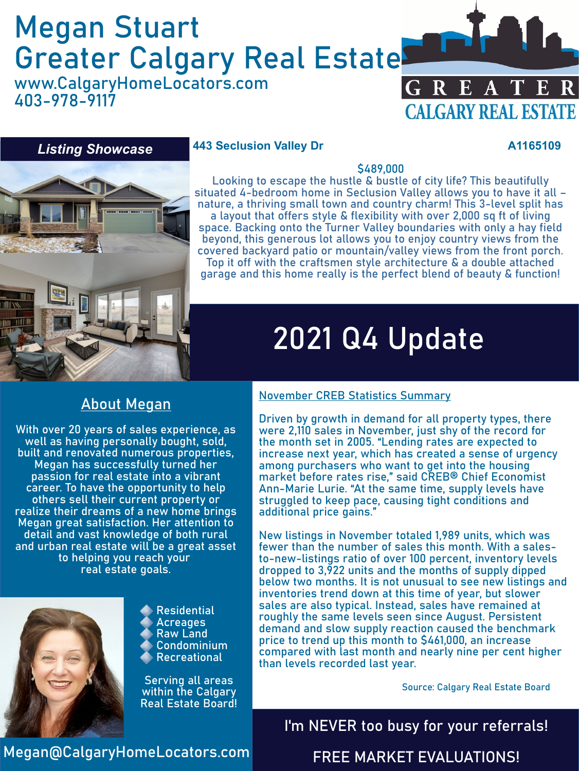# Megan Stuart
# Greater Calgary Real Estate

www.CalgaryHomeLocators.com
403-978-9117

GREATER CALGARY REAL ESTATE

## *Listing Showcase*

**443 Seclusion Valley Dr** **A1165109**

$489,000

Looking to escape the hustle & bustle of city life? This beautifully situated 4-bedroom home in Seclusion Valley allows you to have it all – nature, a thriving small town and country charm! This 3-level split has a layout that offers style & flexibility with over 2,000 sq ft of living space. Backing onto the Turner Valley boundaries with only a hay field beyond, this generous lot allows you to enjoy country views from the covered backyard patio or mountain/valley views from the front porch. Top it off with the craftsmen style architecture & a double attached garage and this home really is the perfect blend of beauty & function!

# 2021 Q4 Update

## About Megan

With over 20 years of sales experience, as well as having personally bought, sold, built and renovated numerous properties, Megan has successfully turned her passion for real estate into a vibrant career. To have the opportunity to help others sell their current property or realize their dreams of a new home brings Megan great satisfaction. Her attention to detail and vast knowledge of both rural and urban real estate will be a great asset to helping you reach your real estate goals.

- Residential
- Acreages
- Raw Land
- Condominium
- Recreational

Serving all areas within the Calgary Real Estate Board!

Megan@CalgaryHomeLocators.com

## November CREB Statistics Summary

Driven by growth in demand for all property types, there were 2,110 sales in November, just shy of the record for the month set in 2005. "Lending rates are expected to increase next year, which has created a sense of urgency among purchasers who want to get into the housing market before rates rise," said CREB® Chief Economist Ann-Marie Lurie. "At the same time, supply levels have struggled to keep pace, causing tight conditions and additional price gains."

New listings in November totaled 1,989 units, which was fewer than the number of sales this month. With a sales-to-new-listings ratio of over 100 percent, inventory levels dropped to 3,922 units and the months of supply dipped below two months. It is not unusual to see new listings and inventories trend down at this time of year, but slower sales are also typical. Instead, sales have remained at roughly the same levels seen since August. Persistent demand and slow supply reaction caused the benchmark price to trend up this month to $461,000, an increase compared with last month and nearly nine per cent higher than levels recorded last year.

Source: Calgary Real Estate Board

I'm NEVER too busy for your referrals!

FREE MARKET EVALUATIONS!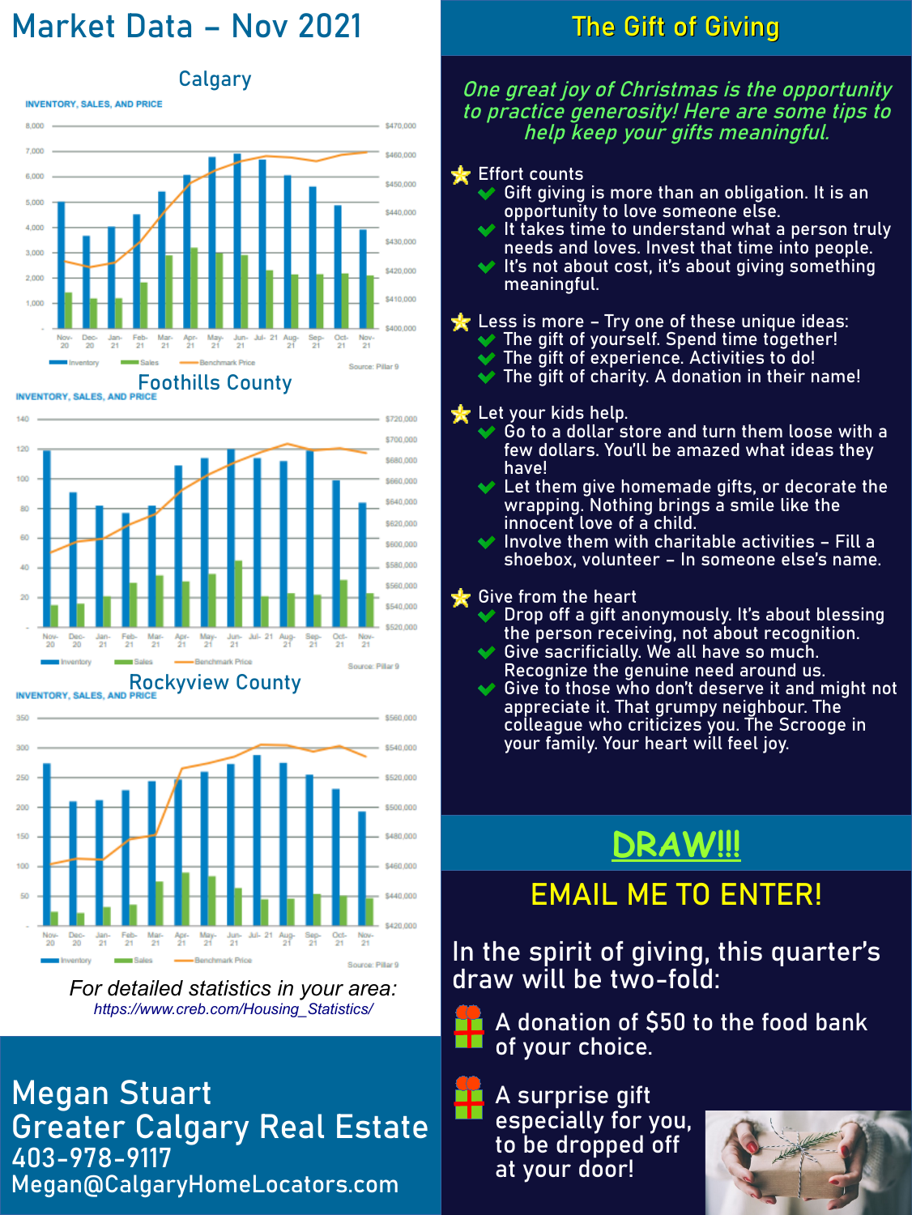# Market Data – Nov 2021

## Calgary

INVENTORY, SALES, AND PRICE

8,000
7,000
6,000
5,000
4,000
3,000
2,000
1,000
-

$470,000
$460,000
$450,000
$440,000
$430,000
$420,000
$410,000
$400,000

Nov-20 Dec-20 Jan-21 Feb-21 Mar-21 Apr-21 May-21 Jun-21 Jul-21 Aug-21 Sep-21 Oct-21 Nov-21

Inventory Sales Benchmark Price

Source: Pillar 9

## Foothills County

INVENTORY, SALES, AND PRICE

140
120
100
80
60
40
20
-

$720,000
$700,000
$680,000
$660,000
$640,000
$620,000
$600,000
$580,000
$560,000
$540,000
$520,000

Nov-20 Dec-20 Jan-21 Feb-21 Mar-21 Apr-21 May-21 Jun-21 Jul-21 Aug-21 Sep-21 Oct-21 Nov-21

Inventory Sales Benchmark Price

Source: Pillar 9

## Rockyview County

INVENTORY, SALES, AND PRICE

350
300
250
200
150
100
50
-

$560,000
$540,000
$520,000
$500,000
$480,000
$460,000
$440,000
$420,000

Nov-20 Dec-20 Jan-21 Feb-21 Mar-21 Apr-21 May-21 Jun-21 Jul-21 Aug-21 Sep-21 Oct-21 Nov-21

Inventory Sales Benchmark Price

Source: Pillar 9

*For detailed statistics in your area:*

*https://www.creb.com/Housing_Statistics/*

**Megan Stuart**
**Greater Calgary Real Estate**
**403-978-9117**
**Megan@CalgaryHomeLocators.com**

# The Gift of Giving

*One great joy of Christmas is the opportunity to practice generosity! Here are some tips to help keep your gifts meaningful.*

**Effort counts**
- Gift giving is more than an obligation. It is an opportunity to love someone else.
- It takes time to understand what a person truly needs and loves. Invest that time into people.
- It's not about cost, it's about giving something meaningful.

**Less is more – Try one of these unique ideas:**
- The gift of yourself. Spend time together!
- The gift of experience. Activities to do!
- The gift of charity. A donation in their name!

**Let your kids help.**
- Go to a dollar store and turn them loose with a few dollars. You'll be amazed what ideas they have!
- Let them give homemade gifts, or decorate the wrapping. Nothing brings a smile like the innocent love of a child.
- Involve them with charitable activities – Fill a shoebox, volunteer – In someone else's name.

**Give from the heart**
- Drop off a gift anonymously. It's about blessing the person receiving, not about recognition.
- Give sacrificially. We all have so much. Recognize the genuine need around us.
- Give to those who don't deserve it and might not appreciate it. The grumpy neighbour. The colleague who criticizes you. The Scrooge in your family. Your heart will feel joy.

## DRAW!!!

## EMAIL ME TO ENTER!

In the spirit of giving, this quarter's draw will be two-fold:

- A donation of $50 to the food bank of your choice.
- A surprise gift especially for you, to be dropped off at your door!